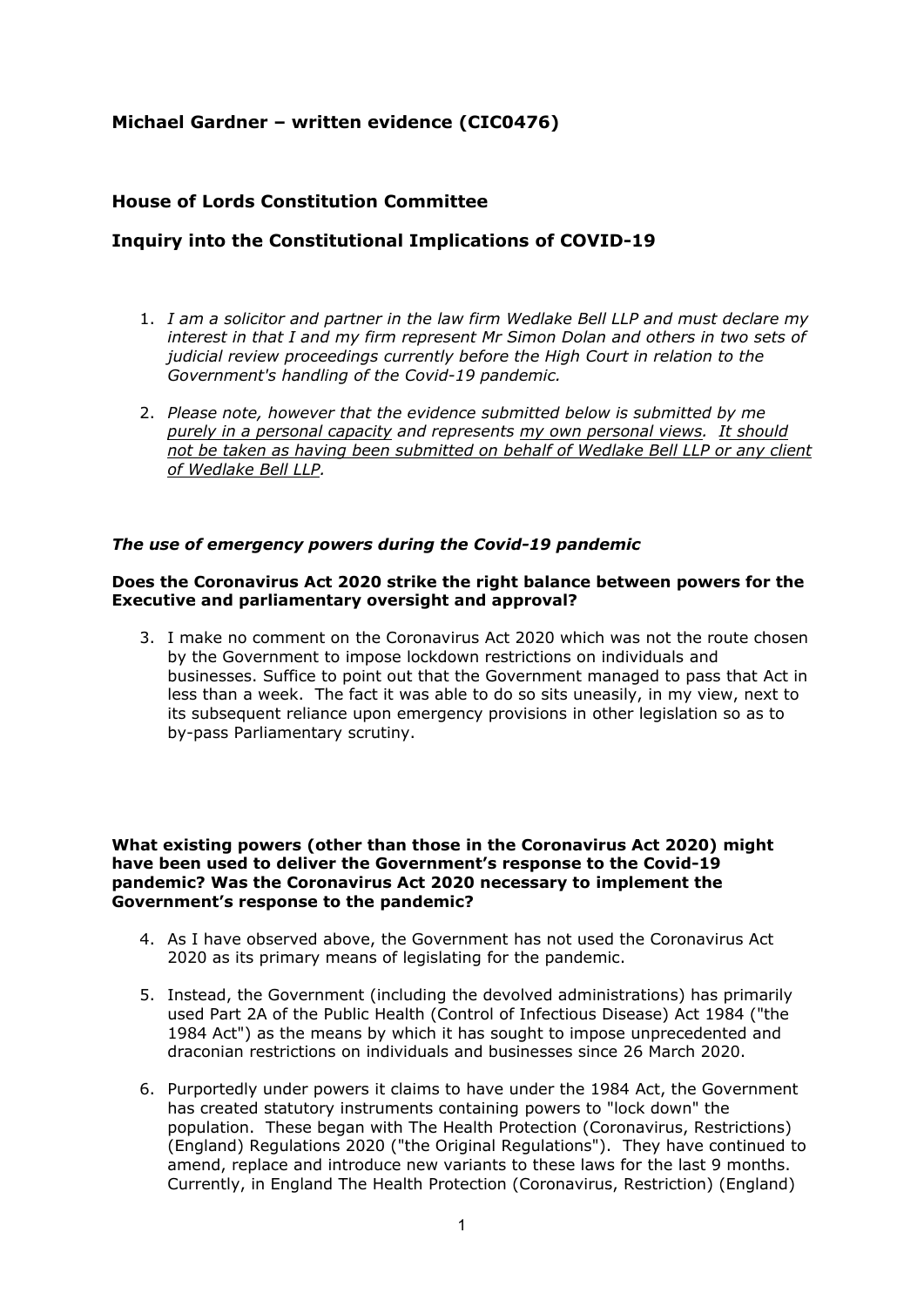# Michael Gardner – written evidence (CIC0476)

## House of Lords Constitution Committee

## Inquiry into the Constitutional Implications of COVID-19

1. *I am a solicitor and partner in the law firm Wedlake Bell LLP and must declare my interest in that I and my firm represent Mr Simon Dolan and others in two sets of judicial review proceedings currently before the High Court in relation to the Government's handling of the Covid-19 pandemic.*

2. *Please note, however that the evidence submitted below is submitted by me <u>purely in a personal capacity</u> and represents <u>my own personal views</u>. <u>It should not be taken as having been submitted on behalf of Wedlake Bell LLP or any client of Wedlake Bell LLP</u>.*

### *The use of emergency powers during the Covid-19 pandemic*

**Does the Coronavirus Act 2020 strike the right balance between powers for the Executive and parliamentary oversight and approval?**

3. I make no comment on the Coronavirus Act 2020 which was not the route chosen by the Government to impose lockdown restrictions on individuals and businesses. Suffice to point out that the Government managed to pass that Act in less than a week. The fact it was able to do so sits uneasily, in my view, next to its subsequent reliance upon emergency provisions in other legislation so as to by-pass Parliamentary scrutiny.

**What existing powers (other than those in the Coronavirus Act 2020) might have been used to deliver the Government's response to the Covid-19 pandemic? Was the Coronavirus Act 2020 necessary to implement the Government's response to the pandemic?**

4. As I have observed above, the Government has not used the Coronavirus Act 2020 as its primary means of legislating for the pandemic.

5. Instead, the Government (including the devolved administrations) has primarily used Part 2A of the Public Health (Control of Infectious Disease) Act 1984 ("the 1984 Act") as the means by which it has sought to impose unprecedented and draconian restrictions on individuals and businesses since 26 March 2020.

6. Purportedly under powers it claims to have under the 1984 Act, the Government has created statutory instruments containing powers to "lock down" the population. These began with The Health Protection (Coronavirus, Restrictions) (England) Regulations 2020 ("the Original Regulations"). They have continued to amend, replace and introduce new variants to these laws for the last 9 months. Currently, in England The Health Protection (Coronavirus, Restriction) (England)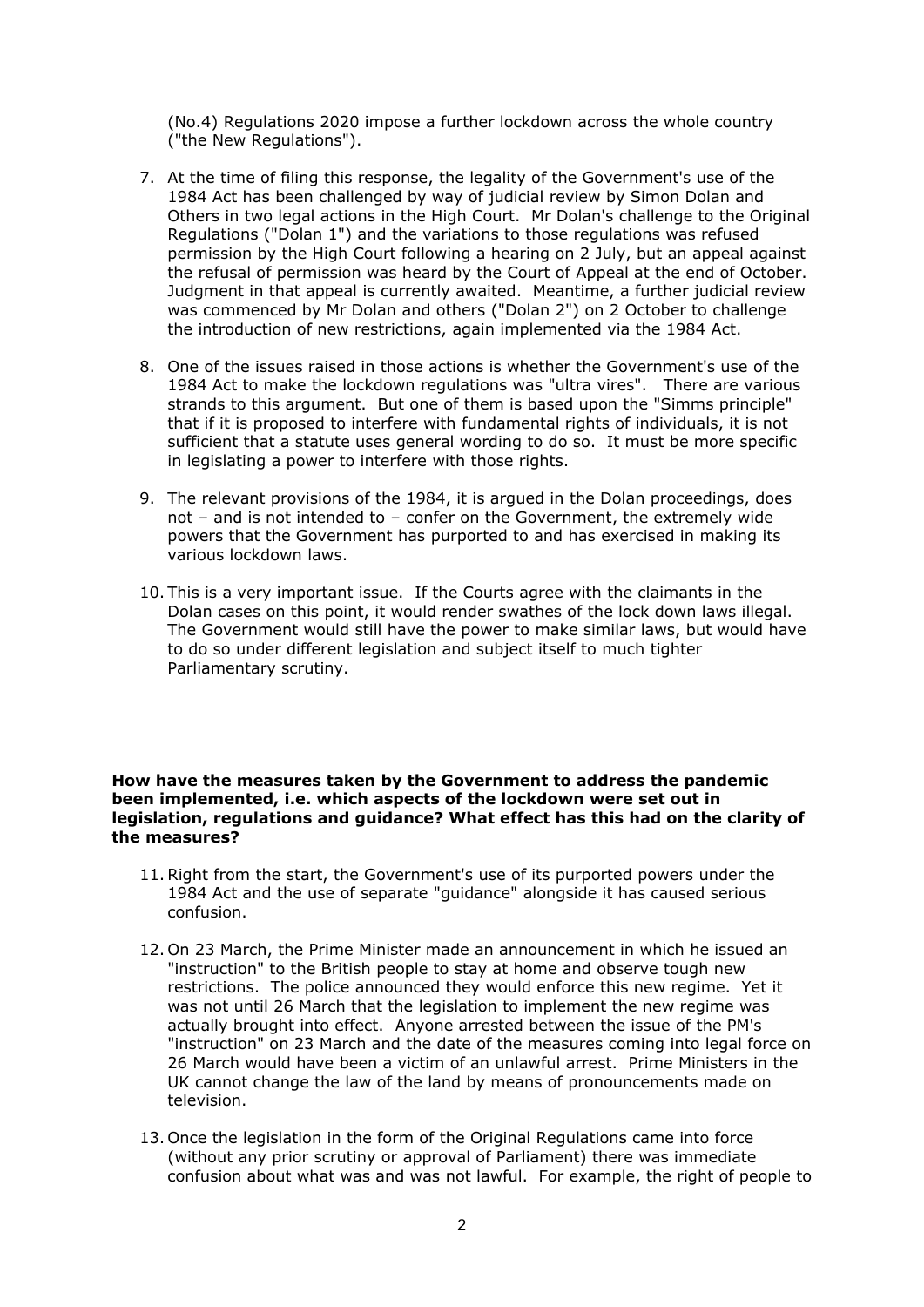(No.4) Regulations 2020 impose a further lockdown across the whole country ("the New Regulations").

7. At the time of filing this response, the legality of the Government's use of the 1984 Act has been challenged by way of judicial review by Simon Dolan and Others in two legal actions in the High Court. Mr Dolan's challenge to the Original Regulations ("Dolan 1") and the variations to those regulations was refused permission by the High Court following a hearing on 2 July, but an appeal against the refusal of permission was heard by the Court of Appeal at the end of October. Judgment in that appeal is currently awaited. Meantime, a further judicial review was commenced by Mr Dolan and others ("Dolan 2") on 2 October to challenge the introduction of new restrictions, again implemented via the 1984 Act.

8. One of the issues raised in those actions is whether the Government's use of the 1984 Act to make the lockdown regulations was "ultra vires". There are various strands to this argument. But one of them is based upon the "Simms principle" that if it is proposed to interfere with fundamental rights of individuals, it is not sufficient that a statute uses general wording to do so. It must be more specific in legislating a power to interfere with those rights.

9. The relevant provisions of the 1984, it is argued in the Dolan proceedings, does not – and is not intended to – confer on the Government, the extremely wide powers that the Government has purported to and has exercised in making its various lockdown laws.

10. This is a very important issue. If the Courts agree with the claimants in the Dolan cases on this point, it would render swathes of the lock down laws illegal. The Government would still have the power to make similar laws, but would have to do so under different legislation and subject itself to much tighter Parliamentary scrutiny.

**How have the measures taken by the Government to address the pandemic been implemented, i.e. which aspects of the lockdown were set out in legislation, regulations and guidance? What effect has this had on the clarity of the measures?**

11. Right from the start, the Government's use of its purported powers under the 1984 Act and the use of separate "guidance" alongside it has caused serious confusion.

12. On 23 March, the Prime Minister made an announcement in which he issued an "instruction" to the British people to stay at home and observe tough new restrictions. The police announced they would enforce this new regime. Yet it was not until 26 March that the legislation to implement the new regime was actually brought into effect. Anyone arrested between the issue of the PM's "instruction" on 23 March and the date of the measures coming into legal force on 26 March would have been a victim of an unlawful arrest. Prime Ministers in the UK cannot change the law of the land by means of pronouncements made on television.

13. Once the legislation in the form of the Original Regulations came into force (without any prior scrutiny or approval of Parliament) there was immediate confusion about what was and was not lawful. For example, the right of people to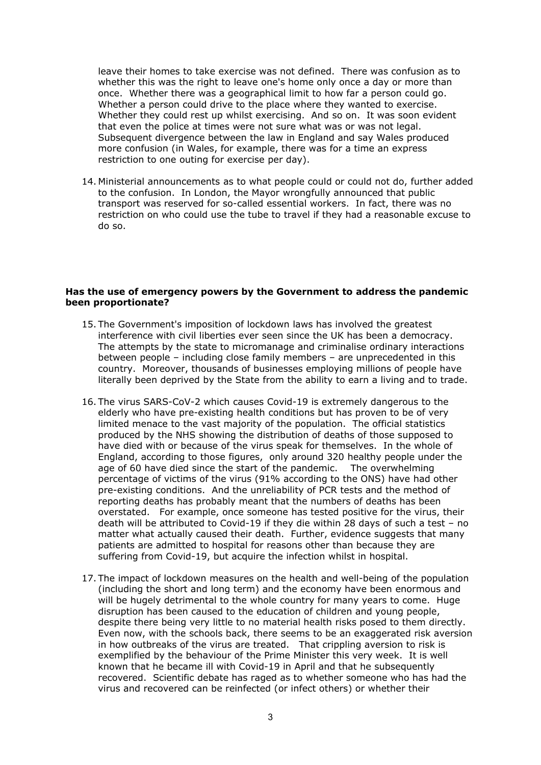leave their homes to take exercise was not defined. There was confusion as to whether this was the right to leave one's home only once a day or more than once. Whether there was a geographical limit to how far a person could go. Whether a person could drive to the place where they wanted to exercise. Whether they could rest up whilst exercising. And so on. It was soon evident that even the police at times were not sure what was or was not legal. Subsequent divergence between the law in England and say Wales produced more confusion (in Wales, for example, there was for a time an express restriction to one outing for exercise per day).

14. Ministerial announcements as to what people could or could not do, further added to the confusion. In London, the Mayor wrongfully announced that public transport was reserved for so-called essential workers. In fact, there was no restriction on who could use the tube to travel if they had a reasonable excuse to do so.

**Has the use of emergency powers by the Government to address the pandemic been proportionate?**

15. The Government's imposition of lockdown laws has involved the greatest interference with civil liberties ever seen since the UK has been a democracy. The attempts by the state to micromanage and criminalise ordinary interactions between people – including close family members – are unprecedented in this country. Moreover, thousands of businesses employing millions of people have literally been deprived by the State from the ability to earn a living and to trade.

16. The virus SARS-CoV-2 which causes Covid-19 is extremely dangerous to the elderly who have pre-existing health conditions but has proven to be of very limited menace to the vast majority of the population. The official statistics produced by the NHS showing the distribution of deaths of those supposed to have died with or because of the virus speak for themselves. In the whole of England, according to those figures, only around 320 healthy people under the age of 60 have died since the start of the pandemic. The overwhelming percentage of victims of the virus (91% according to the ONS) have had other pre-existing conditions. And the unreliability of PCR tests and the method of reporting deaths has probably meant that the numbers of deaths has been overstated. For example, once someone has tested positive for the virus, their death will be attributed to Covid-19 if they die within 28 days of such a test – no matter what actually caused their death. Further, evidence suggests that many patients are admitted to hospital for reasons other than because they are suffering from Covid-19, but acquire the infection whilst in hospital.

17. The impact of lockdown measures on the health and well-being of the population (including the short and long term) and the economy have been enormous and will be hugely detrimental to the whole country for many years to come. Huge disruption has been caused to the education of children and young people, despite there being very little to no material health risks posed to them directly. Even now, with the schools back, there seems to be an exaggerated risk aversion in how outbreaks of the virus are treated. That crippling aversion to risk is exemplified by the behaviour of the Prime Minister this very week. It is well known that he became ill with Covid-19 in April and that he subsequently recovered. Scientific debate has raged as to whether someone who has had the virus and recovered can be reinfected (or infect others) or whether their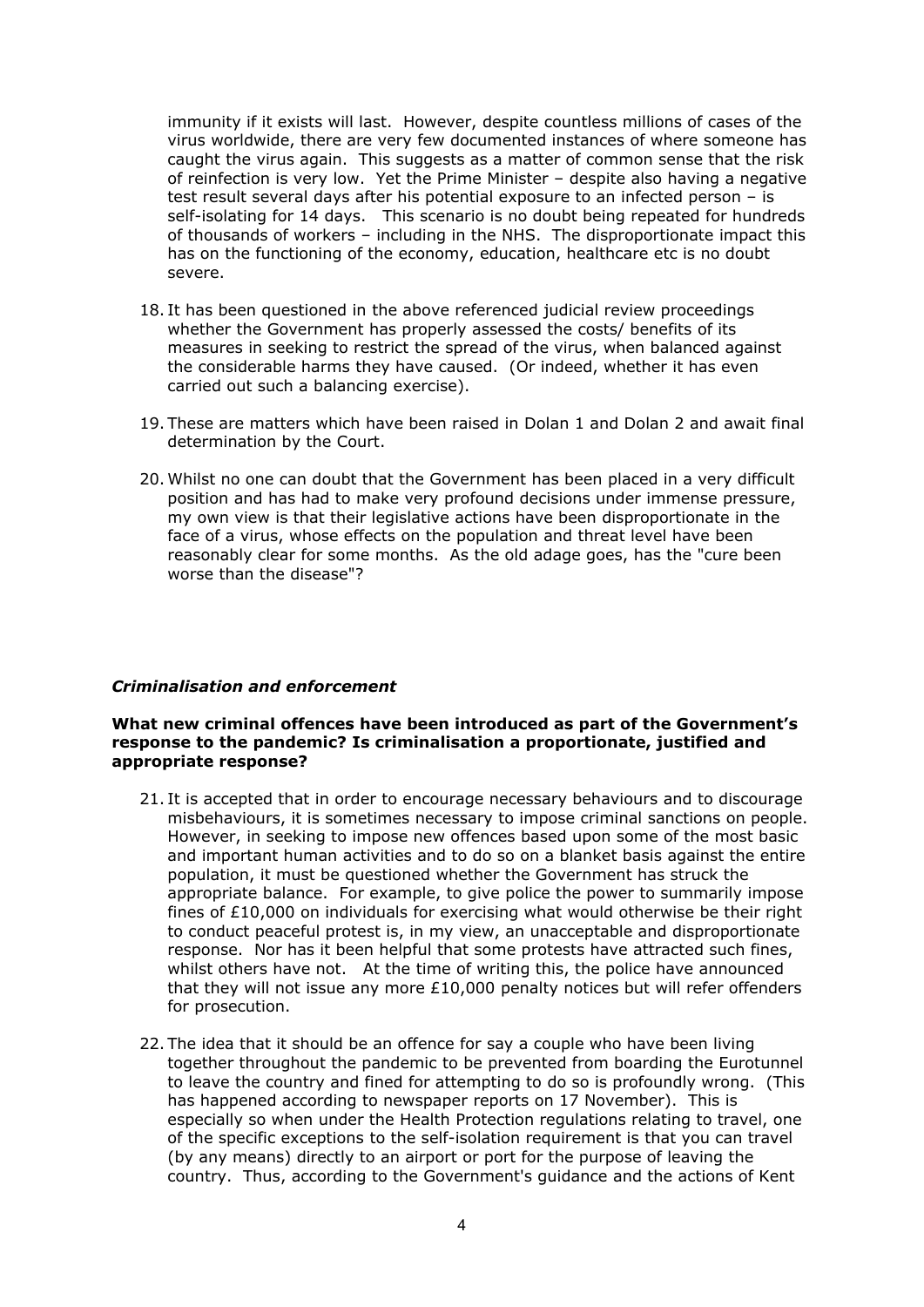immunity if it exists will last. However, despite countless millions of cases of the virus worldwide, there are very few documented instances of where someone has caught the virus again. This suggests as a matter of common sense that the risk of reinfection is very low. Yet the Prime Minister – despite also having a negative test result several days after his potential exposure to an infected person – is self-isolating for 14 days. This scenario is no doubt being repeated for hundreds of thousands of workers – including in the NHS. The disproportionate impact this has on the functioning of the economy, education, healthcare etc is no doubt severe.

18. It has been questioned in the above referenced judicial review proceedings whether the Government has properly assessed the costs/ benefits of its measures in seeking to restrict the spread of the virus, when balanced against the considerable harms they have caused. (Or indeed, whether it has even carried out such a balancing exercise).

19. These are matters which have been raised in Dolan 1 and Dolan 2 and await final determination by the Court.

20. Whilst no one can doubt that the Government has been placed in a very difficult position and has had to make very profound decisions under immense pressure, my own view is that their legislative actions have been disproportionate in the face of a virus, whose effects on the population and threat level have been reasonably clear for some months. As the old adage goes, has the "cure been worse than the disease"?

### *Criminalisation and enforcement*

**What new criminal offences have been introduced as part of the Government's response to the pandemic? Is criminalisation a proportionate, justified and appropriate response?**

21. It is accepted that in order to encourage necessary behaviours and to discourage misbehaviours, it is sometimes necessary to impose criminal sanctions on people. However, in seeking to impose new offences based upon some of the most basic and important human activities and to do so on a blanket basis against the entire population, it must be questioned whether the Government has struck the appropriate balance. For example, to give police the power to summarily impose fines of £10,000 on individuals for exercising what would otherwise be their right to conduct peaceful protest is, in my view, an unacceptable and disproportionate response. Nor has it been helpful that some protests have attracted such fines, whilst others have not. At the time of writing this, the police have announced that they will not issue any more £10,000 penalty notices but will refer offenders for prosecution.

22. The idea that it should be an offence for say a couple who have been living together throughout the pandemic to be prevented from boarding the Eurotunnel to leave the country and fined for attempting to do so is profoundly wrong. (This has happened according to newspaper reports on 17 November). This is especially so when under the Health Protection regulations relating to travel, one of the specific exceptions to the self-isolation requirement is that you can travel (by any means) directly to an airport or port for the purpose of leaving the country. Thus, according to the Government's guidance and the actions of Kent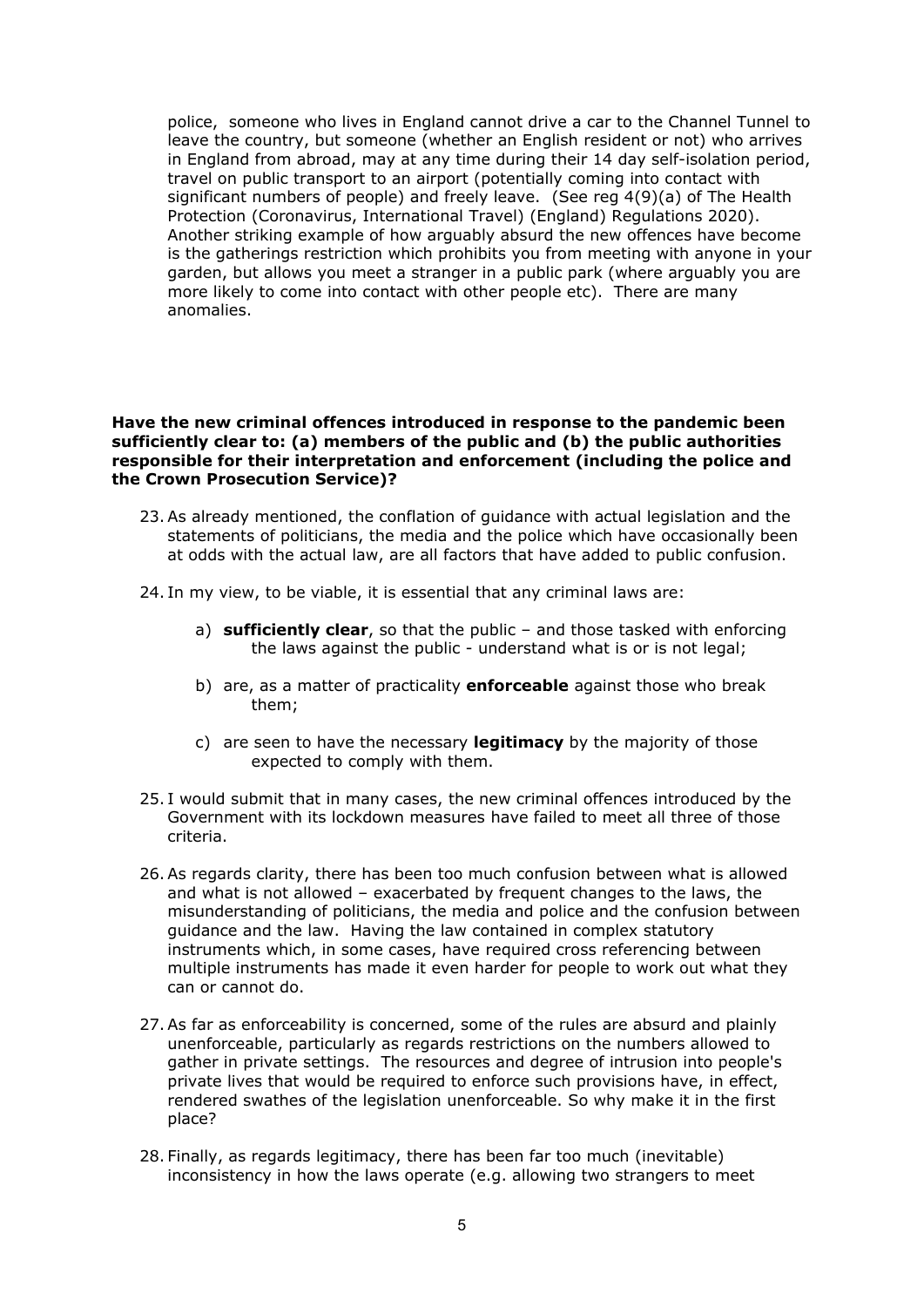police, someone who lives in England cannot drive a car to the Channel Tunnel to leave the country, but someone (whether an English resident or not) who arrives in England from abroad, may at any time during their 14 day self-isolation period, travel on public transport to an airport (potentially coming into contact with significant numbers of people) and freely leave. (See reg 4(9)(a) of The Health Protection (Coronavirus, International Travel) (England) Regulations 2020). Another striking example of how arguably absurd the new offences have become is the gatherings restriction which prohibits you from meeting with anyone in your garden, but allows you meet a stranger in a public park (where arguably you are more likely to come into contact with other people etc). There are many anomalies.

**Have the new criminal offences introduced in response to the pandemic been sufficiently clear to: (a) members of the public and (b) the public authorities responsible for their interpretation and enforcement (including the police and the Crown Prosecution Service)?**

23. As already mentioned, the conflation of guidance with actual legislation and the statements of politicians, the media and the police which have occasionally been at odds with the actual law, are all factors that have added to public confusion.

24. In my view, to be viable, it is essential that any criminal laws are:

    a) **sufficiently clear**, so that the public – and those tasked with enforcing the laws against the public - understand what is or is not legal;

    b) are, as a matter of practicality **enforceable** against those who break them;

    c) are seen to have the necessary **legitimacy** by the majority of those expected to comply with them.

25. I would submit that in many cases, the new criminal offences introduced by the Government with its lockdown measures have failed to meet all three of those criteria.

26. As regards clarity, there has been too much confusion between what is allowed and what is not allowed – exacerbated by frequent changes to the laws, the misunderstanding of politicians, the media and police and the confusion between guidance and the law. Having the law contained in complex statutory instruments which, in some cases, have required cross referencing between multiple instruments has made it even harder for people to work out what they can or cannot do.

27. As far as enforceability is concerned, some of the rules are absurd and plainly unenforceable, particularly as regards restrictions on the numbers allowed to gather in private settings. The resources and degree of intrusion into people's private lives that would be required to enforce such provisions have, in effect, rendered swathes of the legislation unenforceable. So why make it in the first place?

28. Finally, as regards legitimacy, there has been far too much (inevitable) inconsistency in how the laws operate (e.g. allowing two strangers to meet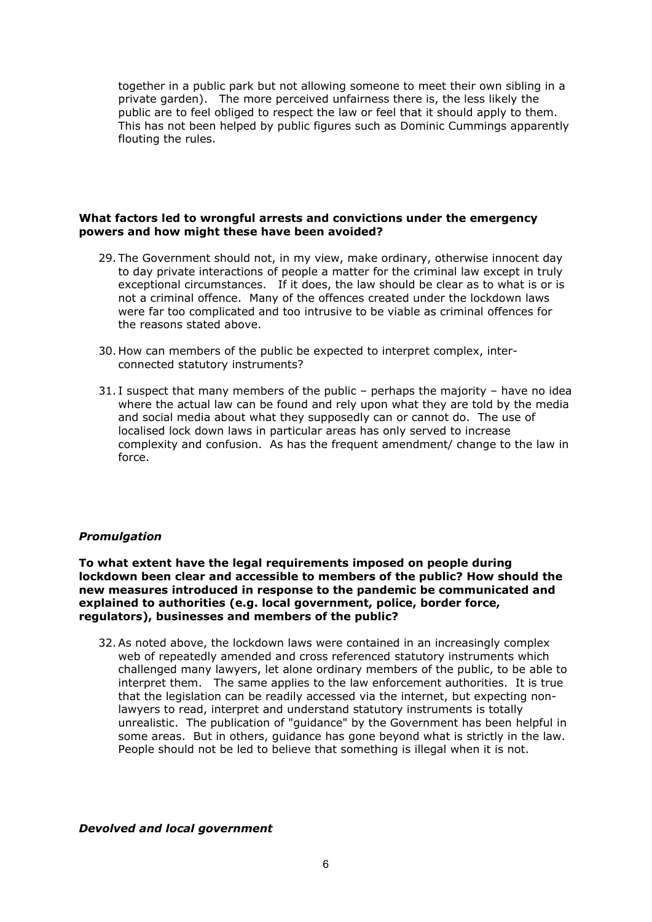together in a public park but not allowing someone to meet their own sibling in a private garden). The more perceived unfairness there is, the less likely the public are to feel obliged to respect the law or feel that it should apply to them. This has not been helped by public figures such as Dominic Cummings apparently flouting the rules.

**What factors led to wrongful arrests and convictions under the emergency powers and how might these have been avoided?**

29. The Government should not, in my view, make ordinary, otherwise innocent day to day private interactions of people a matter for the criminal law except in truly exceptional circumstances. If it does, the law should be clear as to what is or is not a criminal offence. Many of the offences created under the lockdown laws were far too complicated and too intrusive to be viable as criminal offences for the reasons stated above.

30. How can members of the public be expected to interpret complex, inter-connected statutory instruments?

31. I suspect that many members of the public – perhaps the majority – have no idea where the actual law can be found and rely upon what they are told by the media and social media about what they supposedly can or cannot do. The use of localised lock down laws in particular areas has only served to increase complexity and confusion. As has the frequent amendment/ change to the law in force.

### *Promulgation*

**To what extent have the legal requirements imposed on people during lockdown been clear and accessible to members of the public? How should the new measures introduced in response to the pandemic be communicated and explained to authorities (e.g. local government, police, border force, regulators), businesses and members of the public?**

32. As noted above, the lockdown laws were contained in an increasingly complex web of repeatedly amended and cross referenced statutory instruments which challenged many lawyers, let alone ordinary members of the public, to be able to interpret them. The same applies to the law enforcement authorities. It is true that the legislation can be readily accessed via the internet, but expecting non-lawyers to read, interpret and understand statutory instruments is totally unrealistic. The publication of "guidance" by the Government has been helpful in some areas. But in others, guidance has gone beyond what is strictly in the law. People should not be led to believe that something is illegal when it is not.

### *Devolved and local government*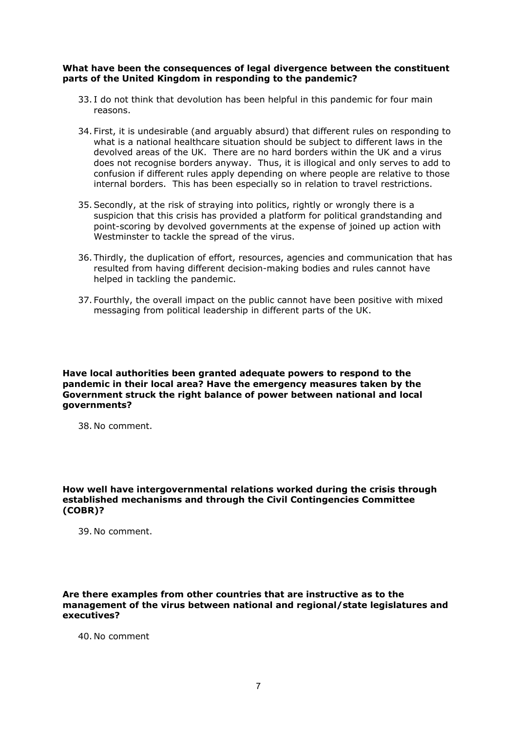**What have been the consequences of legal divergence between the constituent parts of the United Kingdom in responding to the pandemic?**

33. I do not think that devolution has been helpful in this pandemic for four main reasons.

34. First, it is undesirable (and arguably absurd) that different rules on responding to what is a national healthcare situation should be subject to different laws in the devolved areas of the UK. There are no hard borders within the UK and a virus does not recognise borders anyway. Thus, it is illogical and only serves to add to confusion if different rules apply depending on where people are relative to those internal borders. This has been especially so in relation to travel restrictions.

35. Secondly, at the risk of straying into politics, rightly or wrongly there is a suspicion that this crisis has provided a platform for political grandstanding and point-scoring by devolved governments at the expense of joined up action with Westminster to tackle the spread of the virus.

36. Thirdly, the duplication of effort, resources, agencies and communication that has resulted from having different decision-making bodies and rules cannot have helped in tackling the pandemic.

37. Fourthly, the overall impact on the public cannot have been positive with mixed messaging from political leadership in different parts of the UK.

**Have local authorities been granted adequate powers to respond to the pandemic in their local area? Have the emergency measures taken by the Government struck the right balance of power between national and local governments?**

38. No comment.

**How well have intergovernmental relations worked during the crisis through established mechanisms and through the Civil Contingencies Committee (COBR)?**

39. No comment.

**Are there examples from other countries that are instructive as to the management of the virus between national and regional/state legislatures and executives?**

40. No comment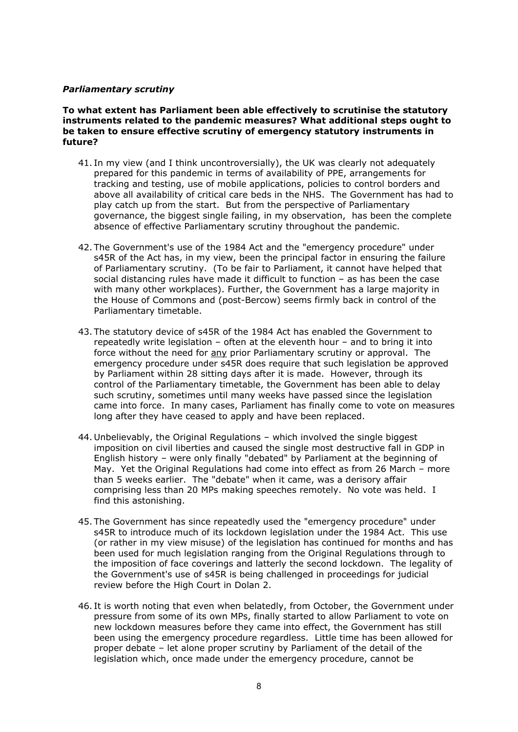***Parliamentary scrutiny***

**To what extent has Parliament been able effectively to scrutinise the statutory instruments related to the pandemic measures? What additional steps ought to be taken to ensure effective scrutiny of emergency statutory instruments in future?**

41. In my view (and I think uncontroversially), the UK was clearly not adequately prepared for this pandemic in terms of availability of PPE, arrangements for tracking and testing, use of mobile applications, policies to control borders and above all availability of critical care beds in the NHS. The Government has had to play catch up from the start. But from the perspective of Parliamentary governance, the biggest single failing, in my observation, has been the complete absence of effective Parliamentary scrutiny throughout the pandemic.

42. The Government's use of the 1984 Act and the "emergency procedure" under s45R of the Act has, in my view, been the principal factor in ensuring the failure of Parliamentary scrutiny. (To be fair to Parliament, it cannot have helped that social distancing rules have made it difficult to function – as has been the case with many other workplaces). Further, the Government has a large majority in the House of Commons and (post-Bercow) seems firmly back in control of the Parliamentary timetable.

43. The statutory device of s45R of the 1984 Act has enabled the Government to repeatedly write legislation – often at the eleventh hour – and to bring it into force without the need for <u>any</u> prior Parliamentary scrutiny or approval. The emergency procedure under s45R does require that such legislation be approved by Parliament within 28 sitting days after it is made. However, through its control of the Parliamentary timetable, the Government has been able to delay such scrutiny, sometimes until many weeks have passed since the legislation came into force. In many cases, Parliament has finally come to vote on measures long after they have ceased to apply and have been replaced.

44. Unbelievably, the Original Regulations – which involved the single biggest imposition on civil liberties and caused the single most destructive fall in GDP in English history – were only finally "debated" by Parliament at the beginning of May. Yet the Original Regulations had come into effect as from 26 March – more than 5 weeks earlier. The "debate" when it came, was a derisory affair comprising less than 20 MPs making speeches remotely. No vote was held. I find this astonishing.

45. The Government has since repeatedly used the "emergency procedure" under s45R to introduce much of its lockdown legislation under the 1984 Act. This use (or rather in my view misuse) of the legislation has continued for months and has been used for much legislation ranging from the Original Regulations through to the imposition of face coverings and latterly the second lockdown. The legality of the Government's use of s45R is being challenged in proceedings for judicial review before the High Court in Dolan 2.

46. It is worth noting that even when belatedly, from October, the Government under pressure from some of its own MPs, finally started to allow Parliament to vote on new lockdown measures before they came into effect, the Government has still been using the emergency procedure regardless. Little time has been allowed for proper debate – let alone proper scrutiny by Parliament of the detail of the legislation which, once made under the emergency procedure, cannot be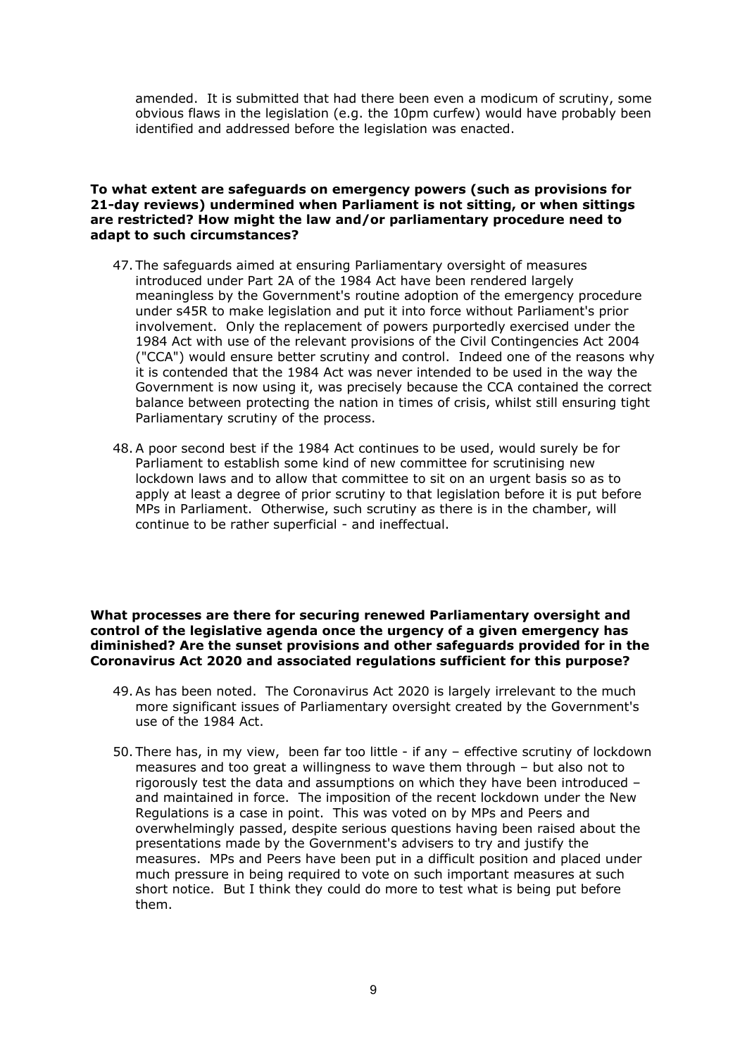amended. It is submitted that had there been even a modicum of scrutiny, some obvious flaws in the legislation (e.g. the 10pm curfew) would have probably been identified and addressed before the legislation was enacted.

**To what extent are safeguards on emergency powers (such as provisions for 21-day reviews) undermined when Parliament is not sitting, or when sittings are restricted? How might the law and/or parliamentary procedure need to adapt to such circumstances?**

47. The safeguards aimed at ensuring Parliamentary oversight of measures introduced under Part 2A of the 1984 Act have been rendered largely meaningless by the Government's routine adoption of the emergency procedure under s45R to make legislation and put it into force without Parliament's prior involvement. Only the replacement of powers purportedly exercised under the 1984 Act with use of the relevant provisions of the Civil Contingencies Act 2004 ("CCA") would ensure better scrutiny and control. Indeed one of the reasons why it is contended that the 1984 Act was never intended to be used in the way the Government is now using it, was precisely because the CCA contained the correct balance between protecting the nation in times of crisis, whilst still ensuring tight Parliamentary scrutiny of the process.

48. A poor second best if the 1984 Act continues to be used, would surely be for Parliament to establish some kind of new committee for scrutinising new lockdown laws and to allow that committee to sit on an urgent basis so as to apply at least a degree of prior scrutiny to that legislation before it is put before MPs in Parliament. Otherwise, such scrutiny as there is in the chamber, will continue to be rather superficial - and ineffectual.

**What processes are there for securing renewed Parliamentary oversight and control of the legislative agenda once the urgency of a given emergency has diminished? Are the sunset provisions and other safeguards provided for in the Coronavirus Act 2020 and associated regulations sufficient for this purpose?**

49. As has been noted. The Coronavirus Act 2020 is largely irrelevant to the much more significant issues of Parliamentary oversight created by the Government's use of the 1984 Act.

50. There has, in my view, been far too little - if any – effective scrutiny of lockdown measures and too great a willingness to wave them through – but also not to rigorously test the data and assumptions on which they have been introduced – and maintained in force. The imposition of the recent lockdown under the New Regulations is a case in point. This was voted on by MPs and Peers and overwhelmingly passed, despite serious questions having been raised about the presentations made by the Government's advisers to try and justify the measures. MPs and Peers have been put in a difficult position and placed under much pressure in being required to vote on such important measures at such short notice. But I think they could do more to test what is being put before them.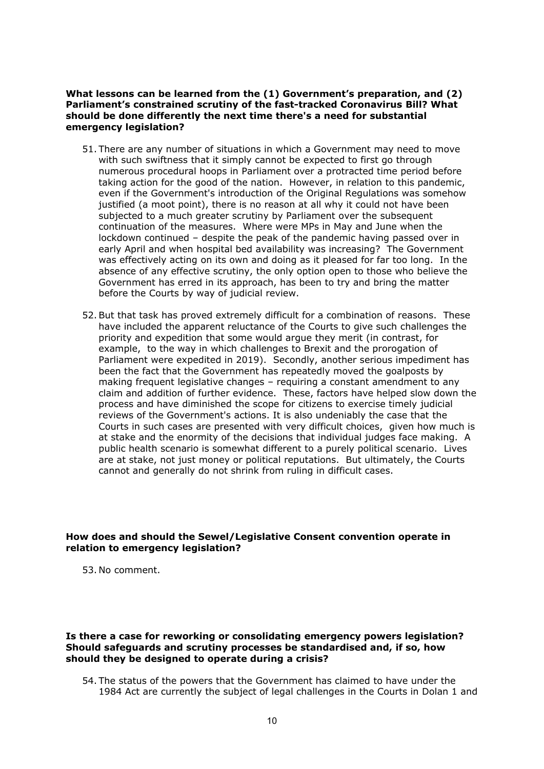**What lessons can be learned from the (1) Government's preparation, and (2) Parliament's constrained scrutiny of the fast-tracked Coronavirus Bill? What should be done differently the next time there's a need for substantial emergency legislation?**

51. There are any number of situations in which a Government may need to move with such swiftness that it simply cannot be expected to first go through numerous procedural hoops in Parliament over a protracted time period before taking action for the good of the nation. However, in relation to this pandemic, even if the Government's introduction of the Original Regulations was somehow justified (a moot point), there is no reason at all why it could not have been subjected to a much greater scrutiny by Parliament over the subsequent continuation of the measures. Where were MPs in May and June when the lockdown continued – despite the peak of the pandemic having passed over in early April and when hospital bed availability was increasing? The Government was effectively acting on its own and doing as it pleased for far too long. In the absence of any effective scrutiny, the only option open to those who believe the Government has erred in its approach, has been to try and bring the matter before the Courts by way of judicial review.

52. But that task has proved extremely difficult for a combination of reasons. These have included the apparent reluctance of the Courts to give such challenges the priority and expedition that some would argue they merit (in contrast, for example, to the way in which challenges to Brexit and the prorogation of Parliament were expedited in 2019). Secondly, another serious impediment has been the fact that the Government has repeatedly moved the goalposts by making frequent legislative changes – requiring a constant amendment to any claim and addition of further evidence. These, factors have helped slow down the process and have diminished the scope for citizens to exercise timely judicial reviews of the Government's actions. It is also undeniably the case that the Courts in such cases are presented with very difficult choices, given how much is at stake and the enormity of the decisions that individual judges face making. A public health scenario is somewhat different to a purely political scenario. Lives are at stake, not just money or political reputations. But ultimately, the Courts cannot and generally do not shrink from ruling in difficult cases.

**How does and should the Sewel/Legislative Consent convention operate in relation to emergency legislation?**

53. No comment.

**Is there a case for reworking or consolidating emergency powers legislation? Should safeguards and scrutiny processes be standardised and, if so, how should they be designed to operate during a crisis?**

54. The status of the powers that the Government has claimed to have under the 1984 Act are currently the subject of legal challenges in the Courts in Dolan 1 and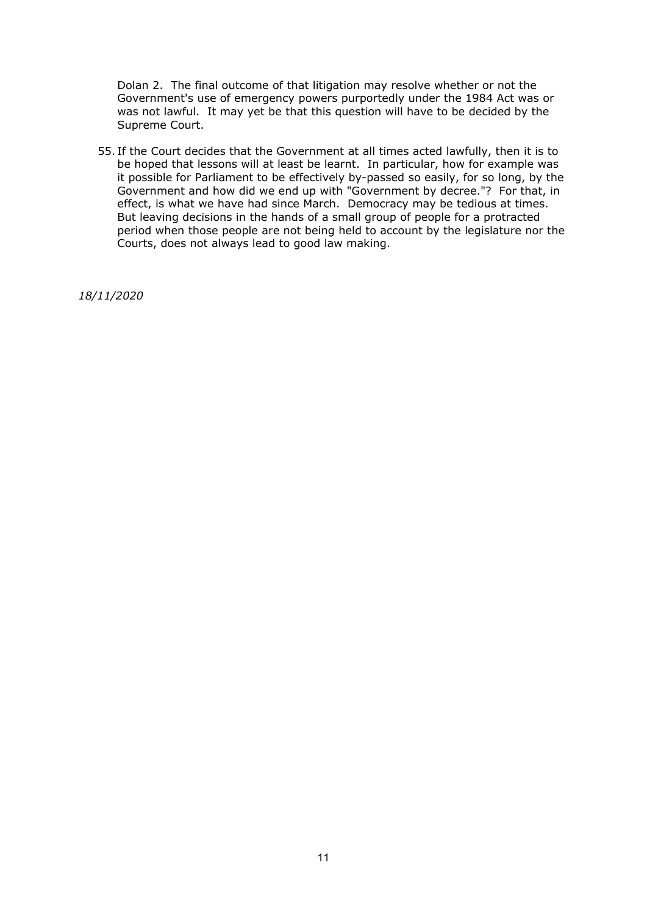Dolan 2. The final outcome of that litigation may resolve whether or not the Government's use of emergency powers purportedly under the 1984 Act was or was not lawful. It may yet be that this question will have to be decided by the Supreme Court.

55. If the Court decides that the Government at all times acted lawfully, then it is to be hoped that lessons will at least be learnt. In particular, how for example was it possible for Parliament to be effectively by-passed so easily, for so long, by the Government and how did we end up with "Government by decree."? For that, in effect, is what we have had since March. Democracy may be tedious at times. But leaving decisions in the hands of a small group of people for a protracted period when those people are not being held to account by the legislature nor the Courts, does not always lead to good law making.

*18/11/2020*